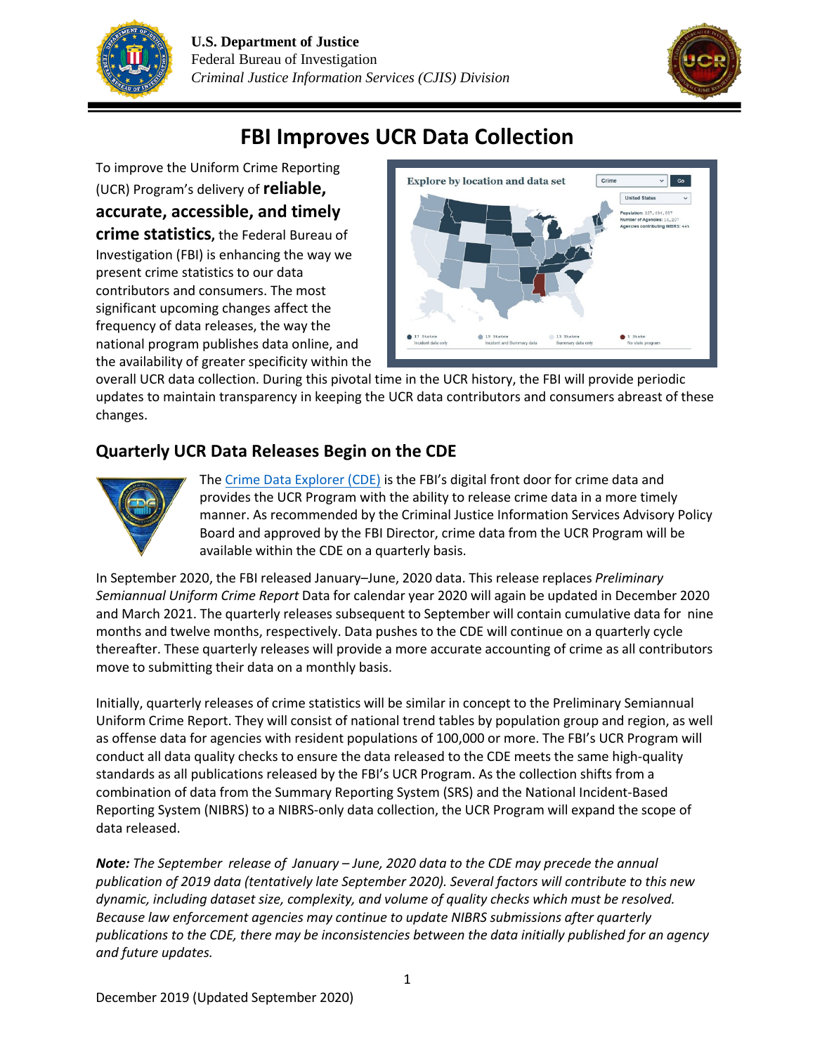U.S. Department of Justice
Federal Bureau of Investigation
*Criminal Justice Information Services (CJIS) Division*

# FBI Improves UCR Data Collection

To improve the Uniform Crime Reporting (UCR) Program's delivery of **reliable, accurate, accessible, and timely crime statistics,** the Federal Bureau of Investigation (FBI) is enhancing the way we present crime statistics to our data contributors and consumers. The most significant upcoming changes affect the frequency of data releases, the way the national program publishes data online, and the availability of greater specificity within the overall UCR data collection. During this pivotal time in the UCR history, the FBI will provide periodic updates to maintain transparency in keeping the UCR data contributors and consumers abreast of these changes.

## Quarterly UCR Data Releases Begin on the CDE

The Crime Data Explorer (CDE) is the FBI's digital front door for crime data and provides the UCR Program with the ability to release crime data in a more timely manner. As recommended by the Criminal Justice Information Services Advisory Policy Board and approved by the FBI Director, crime data from the UCR Program will be available within the CDE on a quarterly basis.

In September 2020, the FBI released January–June, 2020 data. This release replaces *Preliminary Semiannual Uniform Crime Report* Data for calendar year 2020 will again be updated in December 2020 and March 2021. The quarterly releases subsequent to September will contain cumulative data for nine months and twelve months, respectively. Data pushes to the CDE will continue on a quarterly cycle thereafter. These quarterly releases will provide a more accurate accounting of crime as all contributors move to submitting their data on a monthly basis.

Initially, quarterly releases of crime statistics will be similar in concept to the Preliminary Semiannual Uniform Crime Report. They will consist of national trend tables by population group and region, as well as offense data for agencies with resident populations of 100,000 or more. The FBI's UCR Program will conduct all data quality checks to ensure the data released to the CDE meets the same high-quality standards as all publications released by the FBI's UCR Program. As the collection shifts from a combination of data from the Summary Reporting System (SRS) and the National Incident-Based Reporting System (NIBRS) to a NIBRS-only data collection, the UCR Program will expand the scope of data released.

***Note:*** *The September release of January – June, 2020 data to the CDE may precede the annual publication of 2019 data (tentatively late September 2020). Several factors will contribute to this new dynamic, including dataset size, complexity, and volume of quality checks which must be resolved. Because law enforcement agencies may continue to update NIBRS submissions after quarterly publications to the CDE, there may be inconsistencies between the data initially published for an agency and future updates.*

December 2019 (Updated September 2020)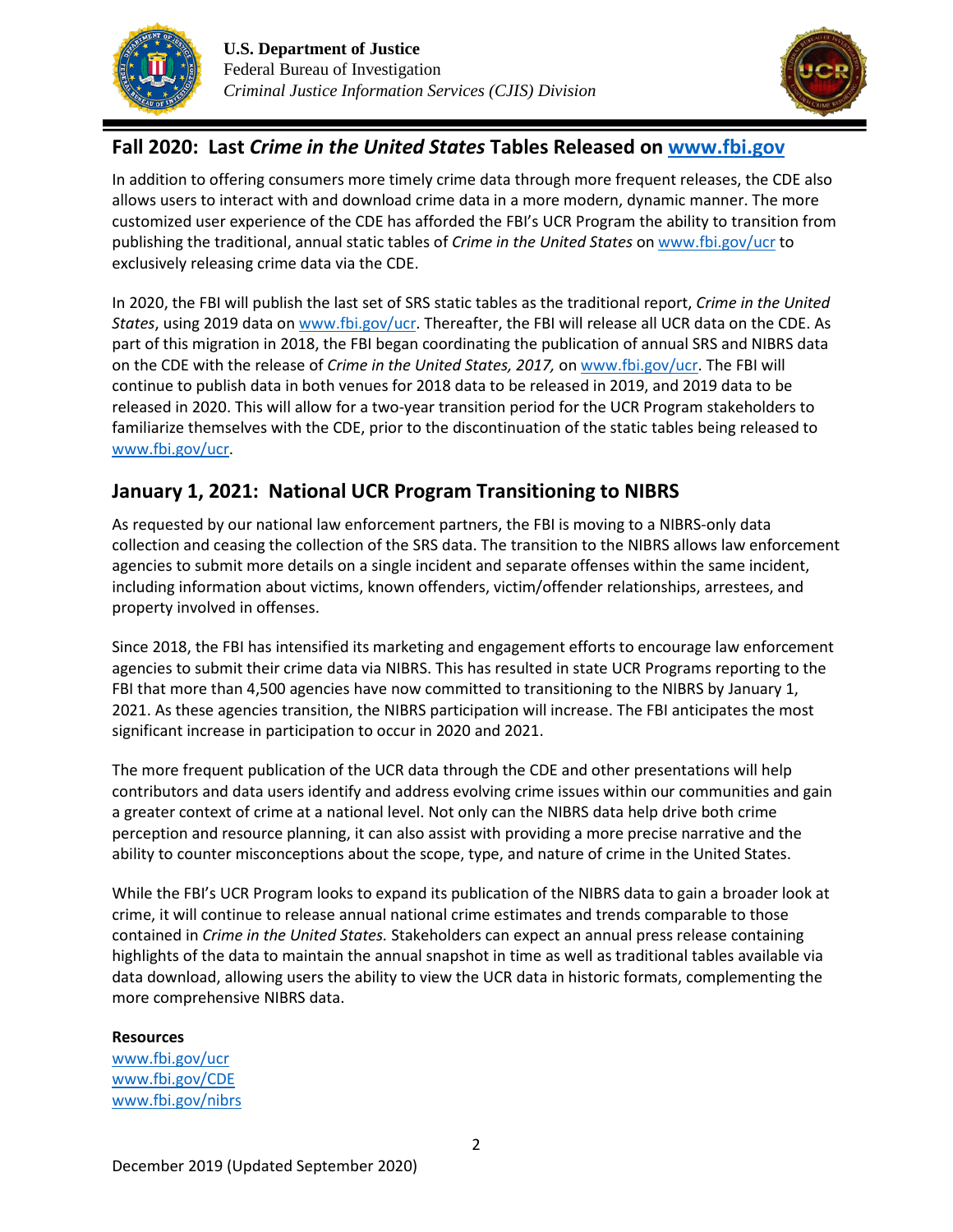## Fall 2020: Last *Crime in the United States* Tables Released on www.fbi.gov

In addition to offering consumers more timely crime data through more frequent releases, the CDE also allows users to interact with and download crime data in a more modern, dynamic manner. The more customized user experience of the CDE has afforded the FBI's UCR Program the ability to transition from publishing the traditional, annual static tables of *Crime in the United States* on www.fbi.gov/ucr to exclusively releasing crime data via the CDE.

In 2020, the FBI will publish the last set of SRS static tables as the traditional report, *Crime in the United States*, using 2019 data on www.fbi.gov/ucr. Thereafter, the FBI will release all UCR data on the CDE. As part of this migration in 2018, the FBI began coordinating the publication of annual SRS and NIBRS data on the CDE with the release of *Crime in the United States, 2017,* on www.fbi.gov/ucr. The FBI will continue to publish data in both venues for 2018 data to be released in 2019, and 2019 data to be released in 2020. This will allow for a two-year transition period for the UCR Program stakeholders to familiarize themselves with the CDE, prior to the discontinuation of the static tables being released to www.fbi.gov/ucr.

## January 1, 2021: National UCR Program Transitioning to NIBRS

As requested by our national law enforcement partners, the FBI is moving to a NIBRS-only data collection and ceasing the collection of the SRS data. The transition to the NIBRS allows law enforcement agencies to submit more details on a single incident and separate offenses within the same incident, including information about victims, known offenders, victim/offender relationships, arrestees, and property involved in offenses.

Since 2018, the FBI has intensified its marketing and engagement efforts to encourage law enforcement agencies to submit their crime data via NIBRS. This has resulted in state UCR Programs reporting to the FBI that more than 4,500 agencies have now committed to transitioning to the NIBRS by January 1, 2021. As these agencies transition, the NIBRS participation will increase. The FBI anticipates the most significant increase in participation to occur in 2020 and 2021.

The more frequent publication of the UCR data through the CDE and other presentations will help contributors and data users identify and address evolving crime issues within our communities and gain a greater context of crime at a national level. Not only can the NIBRS data help drive both crime perception and resource planning, it can also assist with providing a more precise narrative and the ability to counter misconceptions about the scope, type, and nature of crime in the United States.

While the FBI's UCR Program looks to expand its publication of the NIBRS data to gain a broader look at crime, it will continue to release annual national crime estimates and trends comparable to those contained in *Crime in the United States.* Stakeholders can expect an annual press release containing highlights of the data to maintain the annual snapshot in time as well as traditional tables available via data download, allowing users the ability to view the UCR data in historic formats, complementing the more comprehensive NIBRS data.

**Resources**

www.fbi.gov/ucr
www.fbi.gov/CDE
www.fbi.gov/nibrs

December 2019 (Updated September 2020)